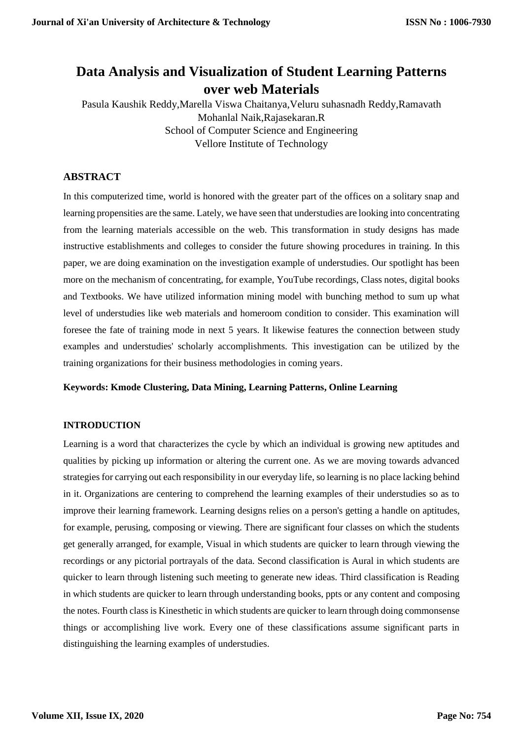# Data Analysis and Visualization of Student Learning Patterns over web Materials

Pasula Kaushik Reddy,Marella Viswa Chaitanya,Veluru suhasnadh Reddy,Ramavath Mohanlal Naik,Rajasekaran.R
School of Computer Science and Engineering
Vellore Institute of Technology

## ABSTRACT

In this computerized time, world is honored with the greater part of the offices on a solitary snap and learning propensities are the same. Lately, we have seen that understudies are looking into concentrating from the learning materials accessible on the web. This transformation in study designs has made instructive establishments and colleges to consider the future showing procedures in training. In this paper, we are doing examination on the investigation example of understudies. Our spotlight has been more on the mechanism of concentrating, for example, YouTube recordings, Class notes, digital books and Textbooks. We have utilized information mining model with bunching method to sum up what level of understudies like web materials and homeroom condition to consider. This examination will foresee the fate of training mode in next 5 years. It likewise features the connection between study examples and understudies' scholarly accomplishments. This investigation can be utilized by the training organizations for their business methodologies in coming years.

**Keywords: Kmode Clustering, Data Mining, Learning Patterns, Online Learning**

## INTRODUCTION

Learning is a word that characterizes the cycle by which an individual is growing new aptitudes and qualities by picking up information or altering the current one. As we are moving towards advanced strategies for carrying out each responsibility in our everyday life, so learning is no place lacking behind in it. Organizations are centering to comprehend the learning examples of their understudies so as to improve their learning framework. Learning designs relies on a person's getting a handle on aptitudes, for example, perusing, composing or viewing. There are significant four classes on which the students get generally arranged, for example, Visual in which students are quicker to learn through viewing the recordings or any pictorial portrayals of the data. Second classification is Aural in which students are quicker to learn through listening such meeting to generate new ideas. Third classification is Reading in which students are quicker to learn through understanding books, ppts or any content and composing the notes. Fourth class is Kinesthetic in which students are quicker to learn through doing commonsense things or accomplishing live work. Every one of these classifications assume significant parts in distinguishing the learning examples of understudies.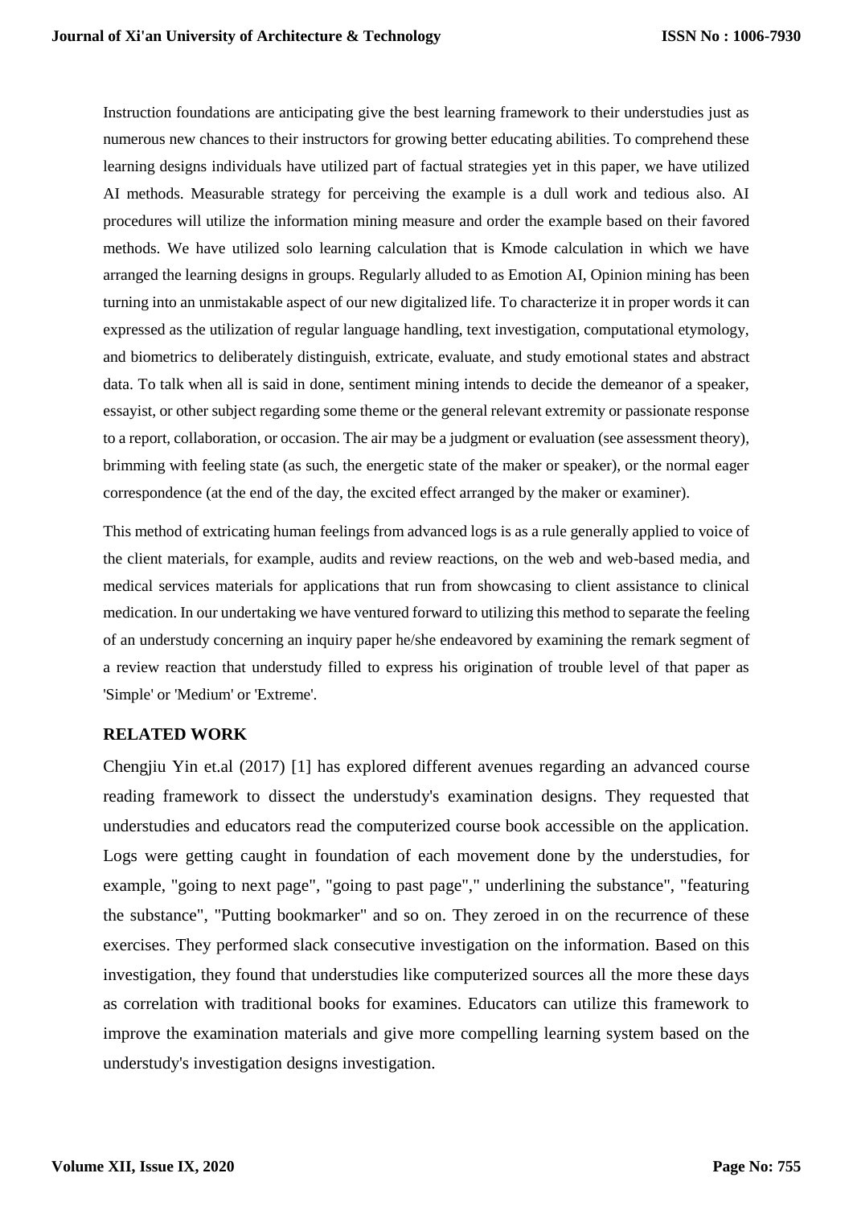Instruction foundations are anticipating give the best learning framework to their understudies just as numerous new chances to their instructors for growing better educating abilities. To comprehend these learning designs individuals have utilized part of factual strategies yet in this paper, we have utilized AI methods. Measurable strategy for perceiving the example is a dull work and tedious also. AI procedures will utilize the information mining measure and order the example based on their favored methods. We have utilized solo learning calculation that is Kmode calculation in which we have arranged the learning designs in groups. Regularly alluded to as Emotion AI, Opinion mining has been turning into an unmistakable aspect of our new digitalized life. To characterize it in proper words it can expressed as the utilization of regular language handling, text investigation, computational etymology, and biometrics to deliberately distinguish, extricate, evaluate, and study emotional states and abstract data. To talk when all is said in done, sentiment mining intends to decide the demeanor of a speaker, essayist, or other subject regarding some theme or the general relevant extremity or passionate response to a report, collaboration, or occasion. The air may be a judgment or evaluation (see assessment theory), brimming with feeling state (as such, the energetic state of the maker or speaker), or the normal eager correspondence (at the end of the day, the excited effect arranged by the maker or examiner).

This method of extricating human feelings from advanced logs is as a rule generally applied to voice of the client materials, for example, audits and review reactions, on the web and web-based media, and medical services materials for applications that run from showcasing to client assistance to clinical medication. In our undertaking we have ventured forward to utilizing this method to separate the feeling of an understudy concerning an inquiry paper he/she endeavored by examining the remark segment of a review reaction that understudy filled to express his origination of trouble level of that paper as 'Simple' or 'Medium' or 'Extreme'.

## RELATED WORK

Chengjiu Yin et.al (2017) [1] has explored different avenues regarding an advanced course reading framework to dissect the understudy's examination designs. They requested that understudies and educators read the computerized course book accessible on the application. Logs were getting caught in foundation of each movement done by the understudies, for example, "going to next page", "going to past page"," underlining the substance", "featuring the substance", "Putting bookmarker" and so on. They zeroed in on the recurrence of these exercises. They performed slack consecutive investigation on the information. Based on this investigation, they found that understudies like computerized sources all the more these days as correlation with traditional books for examines. Educators can utilize this framework to improve the examination materials and give more compelling learning system based on the understudy's investigation designs investigation.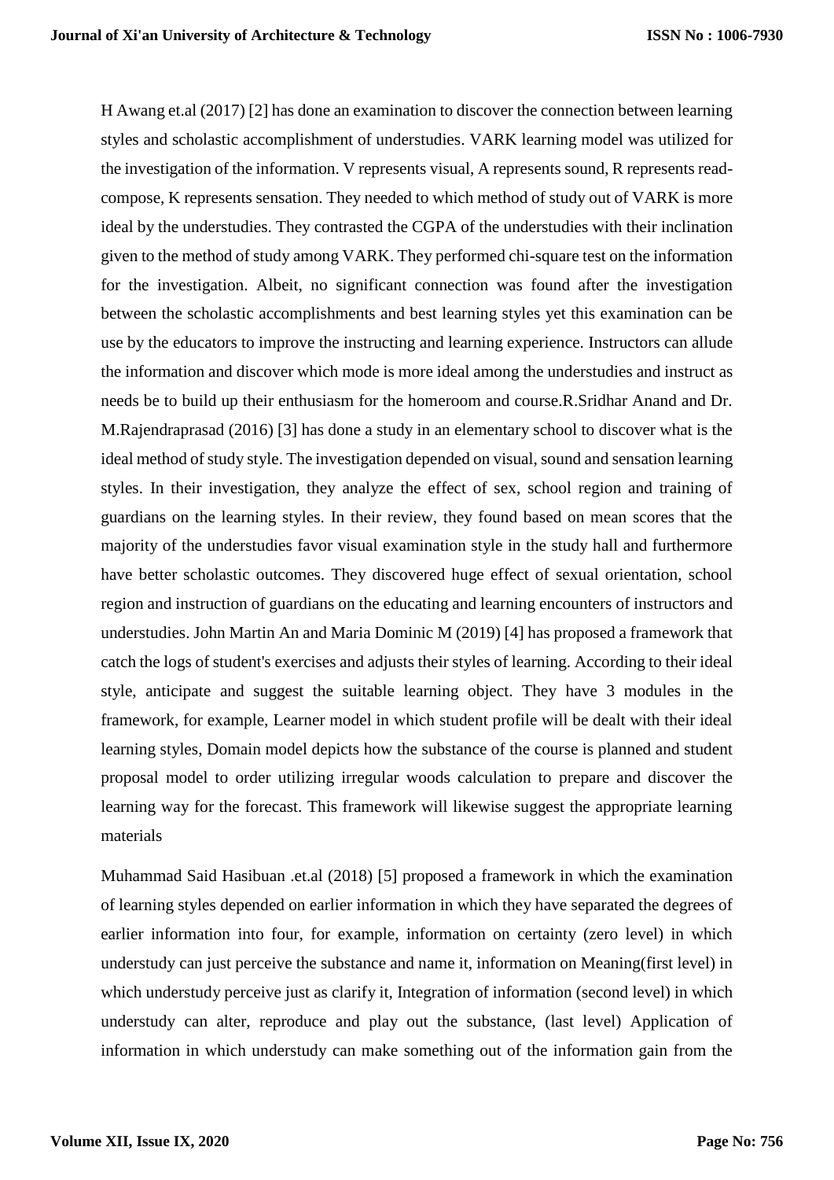H Awang et.al (2017) [2] has done an examination to discover the connection between learning styles and scholastic accomplishment of understudies. VARK learning model was utilized for the investigation of the information. V represents visual, A represents sound, R represents read-compose, K represents sensation. They needed to which method of study out of VARK is more ideal by the understudies. They contrasted the CGPA of the understudies with their inclination given to the method of study among VARK. They performed chi-square test on the information for the investigation. Albeit, no significant connection was found after the investigation between the scholastic accomplishments and best learning styles yet this examination can be use by the educators to improve the instructing and learning experience. Instructors can allude the information and discover which mode is more ideal among the understudies and instruct as needs be to build up their enthusiasm for the homeroom and course.R.Sridhar Anand and Dr. M.Rajendraprasad (2016) [3] has done a study in an elementary school to discover what is the ideal method of study style. The investigation depended on visual, sound and sensation learning styles. In their investigation, they analyze the effect of sex, school region and training of guardians on the learning styles. In their review, they found based on mean scores that the majority of the understudies favor visual examination style in the study hall and furthermore have better scholastic outcomes. They discovered huge effect of sexual orientation, school region and instruction of guardians on the educating and learning encounters of instructors and understudies. John Martin An and Maria Dominic M (2019) [4] has proposed a framework that catch the logs of student's exercises and adjusts their styles of learning. According to their ideal style, anticipate and suggest the suitable learning object. They have 3 modules in the framework, for example, Learner model in which student profile will be dealt with their ideal learning styles, Domain model depicts how the substance of the course is planned and student proposal model to order utilizing irregular woods calculation to prepare and discover the learning way for the forecast. This framework will likewise suggest the appropriate learning materials

Muhammad Said Hasibuan .et.al (2018) [5] proposed a framework in which the examination of learning styles depended on earlier information in which they have separated the degrees of earlier information into four, for example, information on certainty (zero level) in which understudy can just perceive the substance and name it, information on Meaning(first level) in which understudy perceive just as clarify it, Integration of information (second level) in which understudy can alter, reproduce and play out the substance, (last level) Application of information in which understudy can make something out of the information gain from the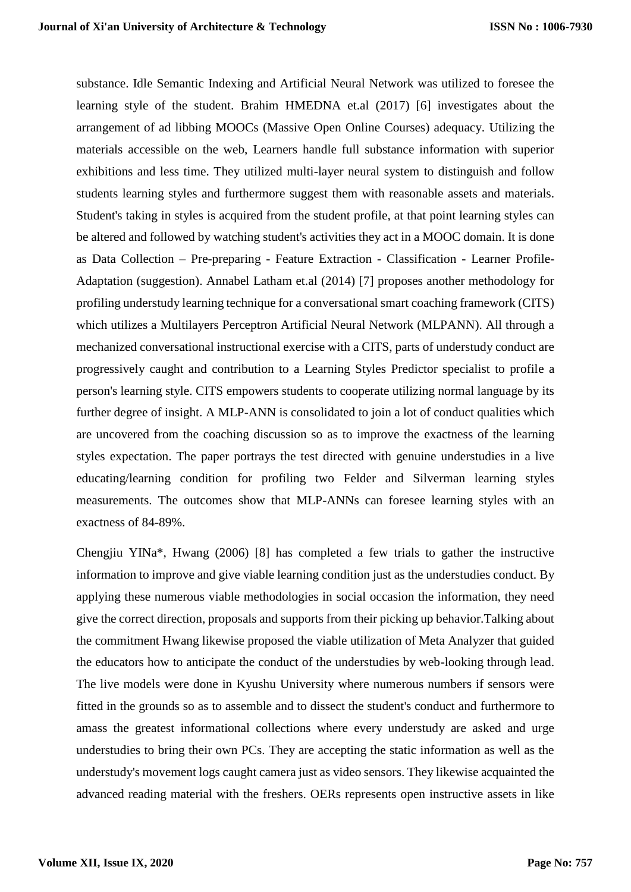substance. Idle Semantic Indexing and Artificial Neural Network was utilized to foresee the learning style of the student. Brahim HMEDNA et.al (2017) [6] investigates about the arrangement of ad libbing MOOCs (Massive Open Online Courses) adequacy. Utilizing the materials accessible on the web, Learners handle full substance information with superior exhibitions and less time. They utilized multi-layer neural system to distinguish and follow students learning styles and furthermore suggest them with reasonable assets and materials. Student's taking in styles is acquired from the student profile, at that point learning styles can be altered and followed by watching student's activities they act in a MOOC domain. It is done as Data Collection – Pre-preparing - Feature Extraction - Classification - Learner Profile-Adaptation (suggestion). Annabel Latham et.al (2014) [7] proposes another methodology for profiling understudy learning technique for a conversational smart coaching framework (CITS) which utilizes a Multilayers Perceptron Artificial Neural Network (MLPANN). All through a mechanized conversational instructional exercise with a CITS, parts of understudy conduct are progressively caught and contribution to a Learning Styles Predictor specialist to profile a person's learning style. CITS empowers students to cooperate utilizing normal language by its further degree of insight. A MLP-ANN is consolidated to join a lot of conduct qualities which are uncovered from the coaching discussion so as to improve the exactness of the learning styles expectation. The paper portrays the test directed with genuine understudies in a live educating/learning condition for profiling two Felder and Silverman learning styles measurements. The outcomes show that MLP-ANNs can foresee learning styles with an exactness of 84-89%.

Chengjiu YINa*, Hwang (2006) [8] has completed a few trials to gather the instructive information to improve and give viable learning condition just as the understudies conduct. By applying these numerous viable methodologies in social occasion the information, they need give the correct direction, proposals and supports from their picking up behavior.Talking about the commitment Hwang likewise proposed the viable utilization of Meta Analyzer that guided the educators how to anticipate the conduct of the understudies by web-looking through lead. The live models were done in Kyushu University where numerous numbers if sensors were fitted in the grounds so as to assemble and to dissect the student's conduct and furthermore to amass the greatest informational collections where every understudy are asked and urge understudies to bring their own PCs. They are accepting the static information as well as the understudy's movement logs caught camera just as video sensors. They likewise acquainted the advanced reading material with the freshers. OERs represents open instructive assets in like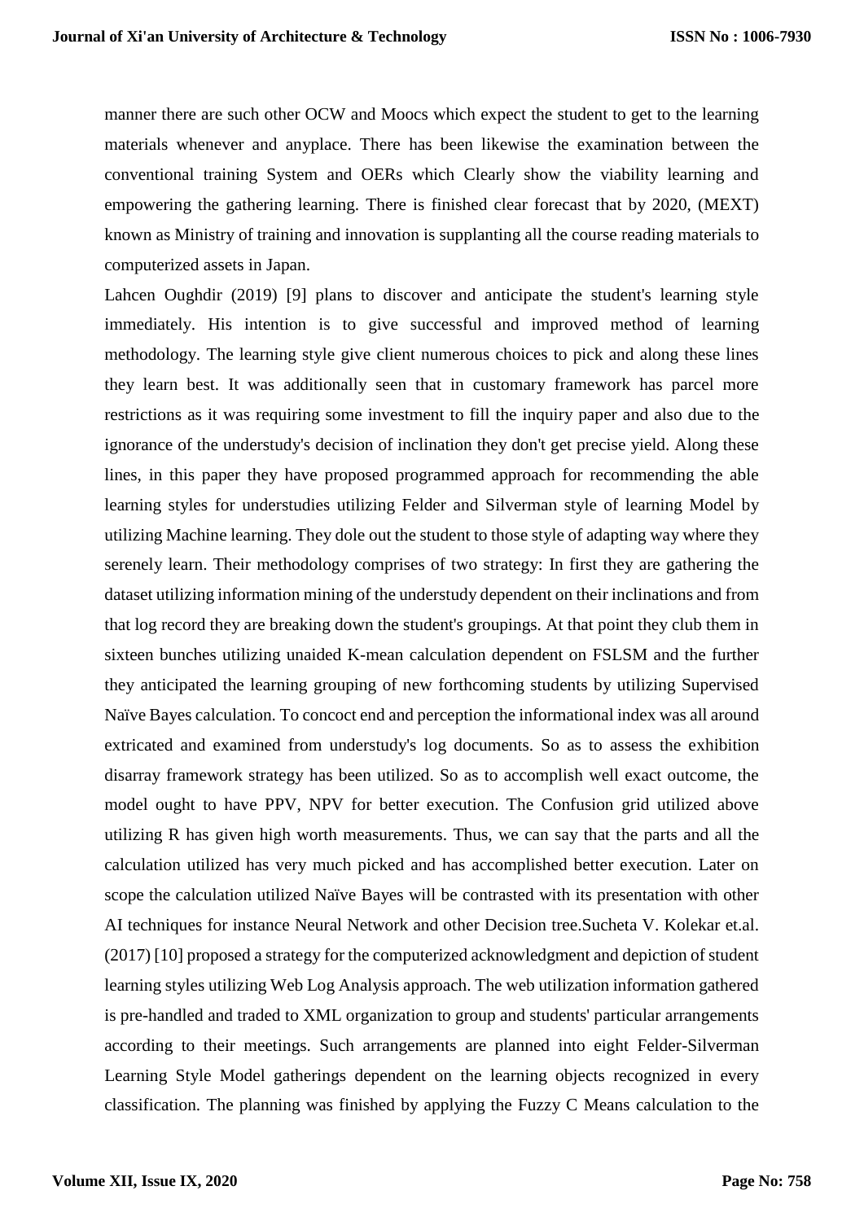manner there are such other OCW and Moocs which expect the student to get to the learning materials whenever and anyplace. There has been likewise the examination between the conventional training System and OERs which Clearly show the viability learning and empowering the gathering learning. There is finished clear forecast that by 2020, (MEXT) known as Ministry of training and innovation is supplanting all the course reading materials to computerized assets in Japan.

Lahcen Oughdir (2019) [9] plans to discover and anticipate the student's learning style immediately. His intention is to give successful and improved method of learning methodology. The learning style give client numerous choices to pick and along these lines they learn best. It was additionally seen that in customary framework has parcel more restrictions as it was requiring some investment to fill the inquiry paper and also due to the ignorance of the understudy's decision of inclination they don't get precise yield. Along these lines, in this paper they have proposed programmed approach for recommending the able learning styles for understudies utilizing Felder and Silverman style of learning Model by utilizing Machine learning. They dole out the student to those style of adapting way where they serenely learn. Their methodology comprises of two strategy: In first they are gathering the dataset utilizing information mining of the understudy dependent on their inclinations and from that log record they are breaking down the student's groupings. At that point they club them in sixteen bunches utilizing unaided K-mean calculation dependent on FSLSM and the further they anticipated the learning grouping of new forthcoming students by utilizing Supervised Naïve Bayes calculation. To concoct end and perception the informational index was all around extricated and examined from understudy's log documents. So as to assess the exhibition disarray framework strategy has been utilized. So as to accomplish well exact outcome, the model ought to have PPV, NPV for better execution. The Confusion grid utilized above utilizing R has given high worth measurements. Thus, we can say that the parts and all the calculation utilized has very much picked and has accomplished better execution. Later on scope the calculation utilized Naïve Bayes will be contrasted with its presentation with other AI techniques for instance Neural Network and other Decision tree.Sucheta V. Kolekar et.al. (2017) [10] proposed a strategy for the computerized acknowledgment and depiction of student learning styles utilizing Web Log Analysis approach. The web utilization information gathered is pre-handled and traded to XML organization to group and students' particular arrangements according to their meetings. Such arrangements are planned into eight Felder-Silverman Learning Style Model gatherings dependent on the learning objects recognized in every classification. The planning was finished by applying the Fuzzy C Means calculation to the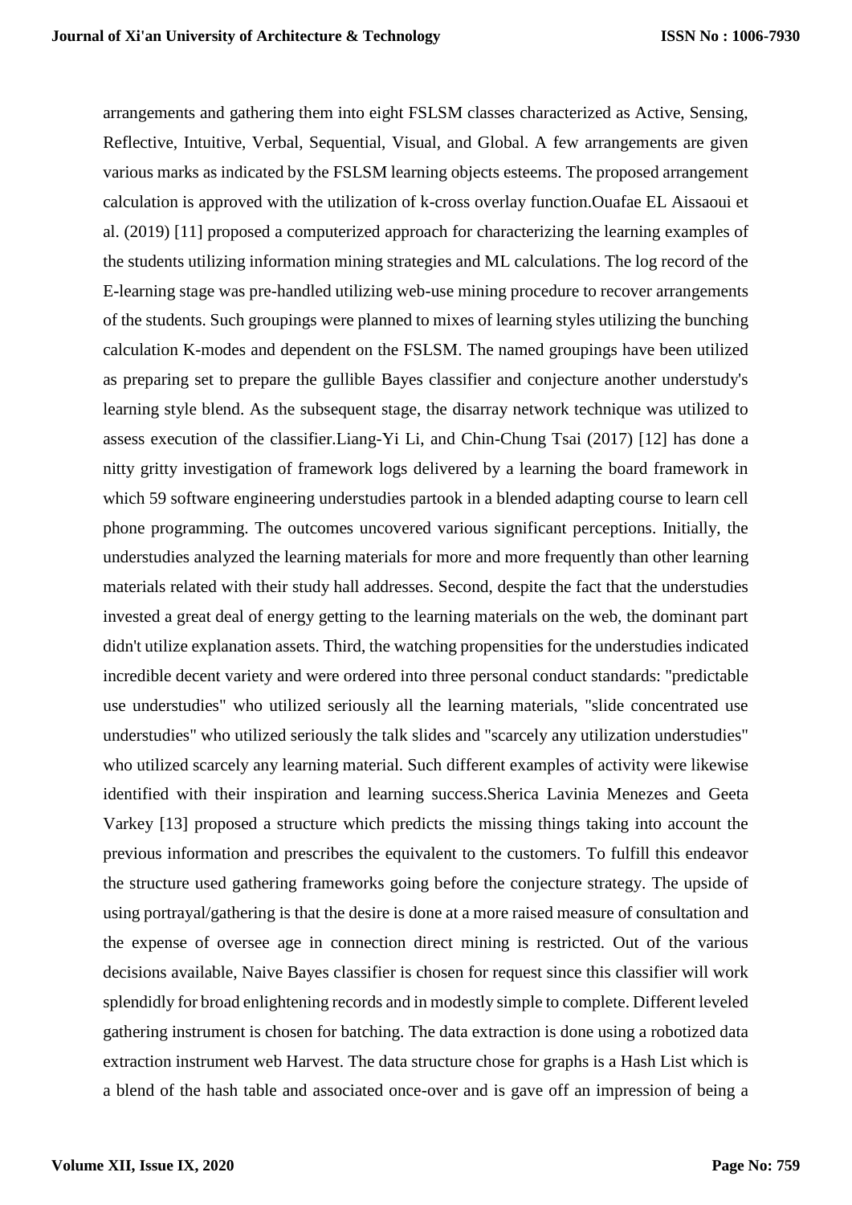arrangements and gathering them into eight FSLSM classes characterized as Active, Sensing, Reflective, Intuitive, Verbal, Sequential, Visual, and Global. A few arrangements are given various marks as indicated by the FSLSM learning objects esteems. The proposed arrangement calculation is approved with the utilization of k-cross overlay function.Ouafae EL Aissaoui et al. (2019) [11] proposed a computerized approach for characterizing the learning examples of the students utilizing information mining strategies and ML calculations. The log record of the E-learning stage was pre-handled utilizing web-use mining procedure to recover arrangements of the students. Such groupings were planned to mixes of learning styles utilizing the bunching calculation K-modes and dependent on the FSLSM. The named groupings have been utilized as preparing set to prepare the gullible Bayes classifier and conjecture another understudy's learning style blend. As the subsequent stage, the disarray network technique was utilized to assess execution of the classifier.Liang-Yi Li, and Chin-Chung Tsai (2017) [12] has done a nitty gritty investigation of framework logs delivered by a learning the board framework in which 59 software engineering understudies partook in a blended adapting course to learn cell phone programming. The outcomes uncovered various significant perceptions. Initially, the understudies analyzed the learning materials for more and more frequently than other learning materials related with their study hall addresses. Second, despite the fact that the understudies invested a great deal of energy getting to the learning materials on the web, the dominant part didn't utilize explanation assets. Third, the watching propensities for the understudies indicated incredible decent variety and were ordered into three personal conduct standards: "predictable use understudies" who utilized seriously all the learning materials, "slide concentrated use understudies" who utilized seriously the talk slides and "scarcely any utilization understudies" who utilized scarcely any learning material. Such different examples of activity were likewise identified with their inspiration and learning success.Sherica Lavinia Menezes and Geeta Varkey [13] proposed a structure which predicts the missing things taking into account the previous information and prescribes the equivalent to the customers. To fulfill this endeavor the structure used gathering frameworks going before the conjecture strategy. The upside of using portrayal/gathering is that the desire is done at a more raised measure of consultation and the expense of oversee age in connection direct mining is restricted. Out of the various decisions available, Naive Bayes classifier is chosen for request since this classifier will work splendidly for broad enlightening records and in modestly simple to complete. Different leveled gathering instrument is chosen for batching. The data extraction is done using a robotized data extraction instrument web Harvest. The data structure chose for graphs is a Hash List which is a blend of the hash table and associated once-over and is gave off an impression of being a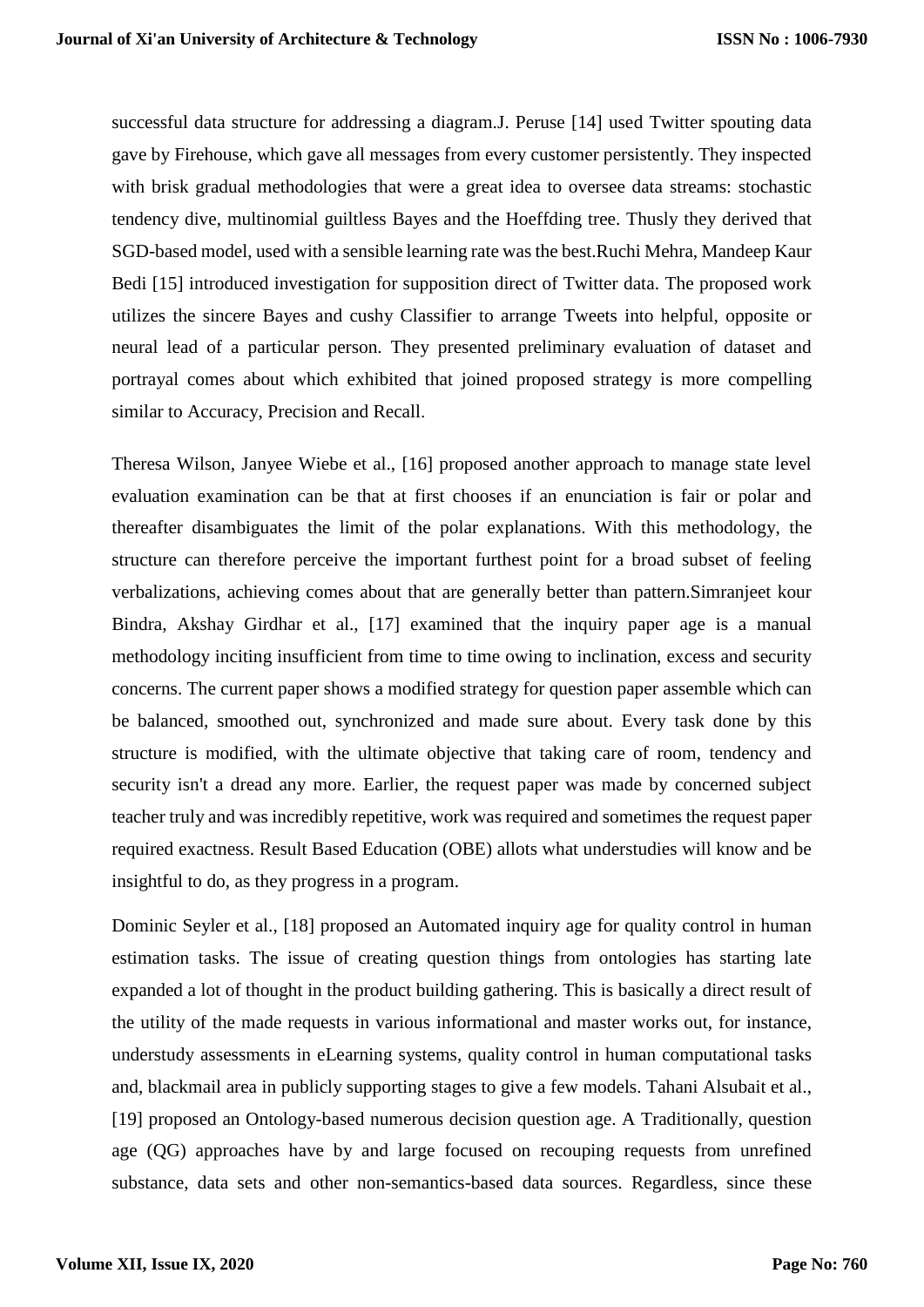successful data structure for addressing a diagram.J. Peruse [14] used Twitter spouting data gave by Firehouse, which gave all messages from every customer persistently. They inspected with brisk gradual methodologies that were a great idea to oversee data streams: stochastic tendency dive, multinomial guiltless Bayes and the Hoeffding tree. Thusly they derived that SGD-based model, used with a sensible learning rate was the best.Ruchi Mehra, Mandeep Kaur Bedi [15] introduced investigation for supposition direct of Twitter data. The proposed work utilizes the sincere Bayes and cushy Classifier to arrange Tweets into helpful, opposite or neural lead of a particular person. They presented preliminary evaluation of dataset and portrayal comes about which exhibited that joined proposed strategy is more compelling similar to Accuracy, Precision and Recall.

Theresa Wilson, Janyee Wiebe et al., [16] proposed another approach to manage state level evaluation examination can be that at first chooses if an enunciation is fair or polar and thereafter disambiguates the limit of the polar explanations. With this methodology, the structure can therefore perceive the important furthest point for a broad subset of feeling verbalizations, achieving comes about that are generally better than pattern.Simranjeet kour Bindra, Akshay Girdhar et al., [17] examined that the inquiry paper age is a manual methodology inciting insufficient from time to time owing to inclination, excess and security concerns. The current paper shows a modified strategy for question paper assemble which can be balanced, smoothed out, synchronized and made sure about. Every task done by this structure is modified, with the ultimate objective that taking care of room, tendency and security isn't a dread any more. Earlier, the request paper was made by concerned subject teacher truly and was incredibly repetitive, work was required and sometimes the request paper required exactness. Result Based Education (OBE) allots what understudies will know and be insightful to do, as they progress in a program.

Dominic Seyler et al., [18] proposed an Automated inquiry age for quality control in human estimation tasks. The issue of creating question things from ontologies has starting late expanded a lot of thought in the product building gathering. This is basically a direct result of the utility of the made requests in various informational and master works out, for instance, understudy assessments in eLearning systems, quality control in human computational tasks and, blackmail area in publicly supporting stages to give a few models. Tahani Alsubait et al., [19] proposed an Ontology-based numerous decision question age. A Traditionally, question age (QG) approaches have by and large focused on recouping requests from unrefined substance, data sets and other non-semantics-based data sources. Regardless, since these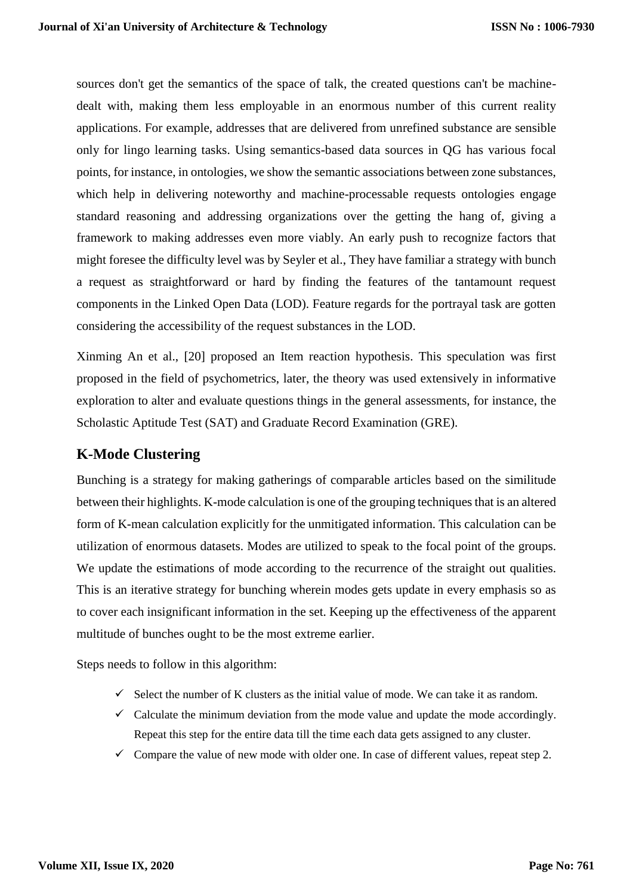sources don't get the semantics of the space of talk, the created questions can't be machine-dealt with, making them less employable in an enormous number of this current reality applications. For example, addresses that are delivered from unrefined substance are sensible only for lingo learning tasks. Using semantics-based data sources in QG has various focal points, for instance, in ontologies, we show the semantic associations between zone substances, which help in delivering noteworthy and machine-processable requests ontologies engage standard reasoning and addressing organizations over the getting the hang of, giving a framework to making addresses even more viably. An early push to recognize factors that might foresee the difficulty level was by Seyler et al., They have familiar a strategy with bunch a request as straightforward or hard by finding the features of the tantamount request components in the Linked Open Data (LOD). Feature regards for the portrayal task are gotten considering the accessibility of the request substances in the LOD.

Xinming An et al., [20] proposed an Item reaction hypothesis. This speculation was first proposed in the field of psychometrics, later, the theory was used extensively in informative exploration to alter and evaluate questions things in the general assessments, for instance, the Scholastic Aptitude Test (SAT) and Graduate Record Examination (GRE).

## K-Mode Clustering

Bunching is a strategy for making gatherings of comparable articles based on the similitude between their highlights. K-mode calculation is one of the grouping techniques that is an altered form of K-mean calculation explicitly for the unmitigated information. This calculation can be utilization of enormous datasets. Modes are utilized to speak to the focal point of the groups. We update the estimations of mode according to the recurrence of the straight out qualities. This is an iterative strategy for bunching wherein modes gets update in every emphasis so as to cover each insignificant information in the set. Keeping up the effectiveness of the apparent multitude of bunches ought to be the most extreme earlier.

Steps needs to follow in this algorithm:

- ✓ Select the number of K clusters as the initial value of mode. We can take it as random.
- ✓ Calculate the minimum deviation from the mode value and update the mode accordingly. Repeat this step for the entire data till the time each data gets assigned to any cluster.
- ✓ Compare the value of new mode with older one. In case of different values, repeat step 2.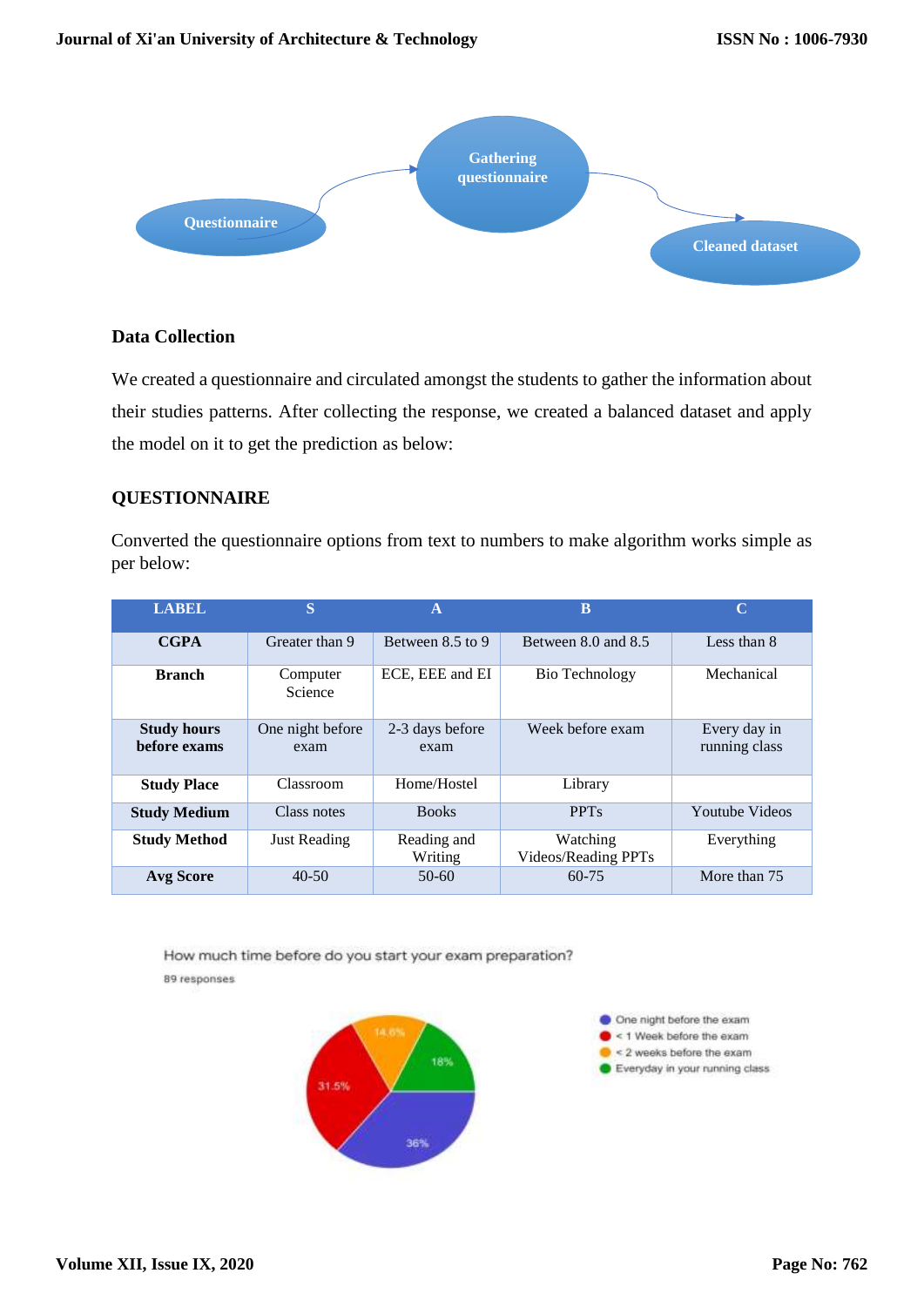Questionnaire → Gathering questionnaire → Cleaned dataset

**Data Collection**

We created a questionnaire and circulated amongst the students to gather the information about their studies patterns. After collecting the response, we created a balanced dataset and apply the model on it to get the prediction as below:

**QUESTIONNAIRE**

Converted the questionnaire options from text to numbers to make algorithm works simple as per below:

| LABEL | S | A | B | C |
|---|---|---|---|---|
| **CGPA** | Greater than 9 | Between 8.5 to 9 | Between 8.0 and 8.5 | Less than 8 |
| **Branch** | Computer Science | ECE, EEE and EI | Bio Technology | Mechanical |
| **Study hours before exams** | One night before exam | 2-3 days before exam | Week before exam | Every day in running class |
| **Study Place** | Classroom | Home/Hostel | Library | |
| **Study Medium** | Class notes | Books | PPTs | Youtube Videos |
| **Study Method** | Just Reading | Reading and Writing | Watching Videos/Reading PPTs | Everything |
| **Avg Score** | 40-50 | 50-60 | 60-75 | More than 75 |

How much time before do you start your exam preparation?

89 responses

- One night before the exam: 36%
- < 1 Week before the exam: 31.5%
- < 2 weeks before the exam: 14.6%
- Everyday in your running class: 18%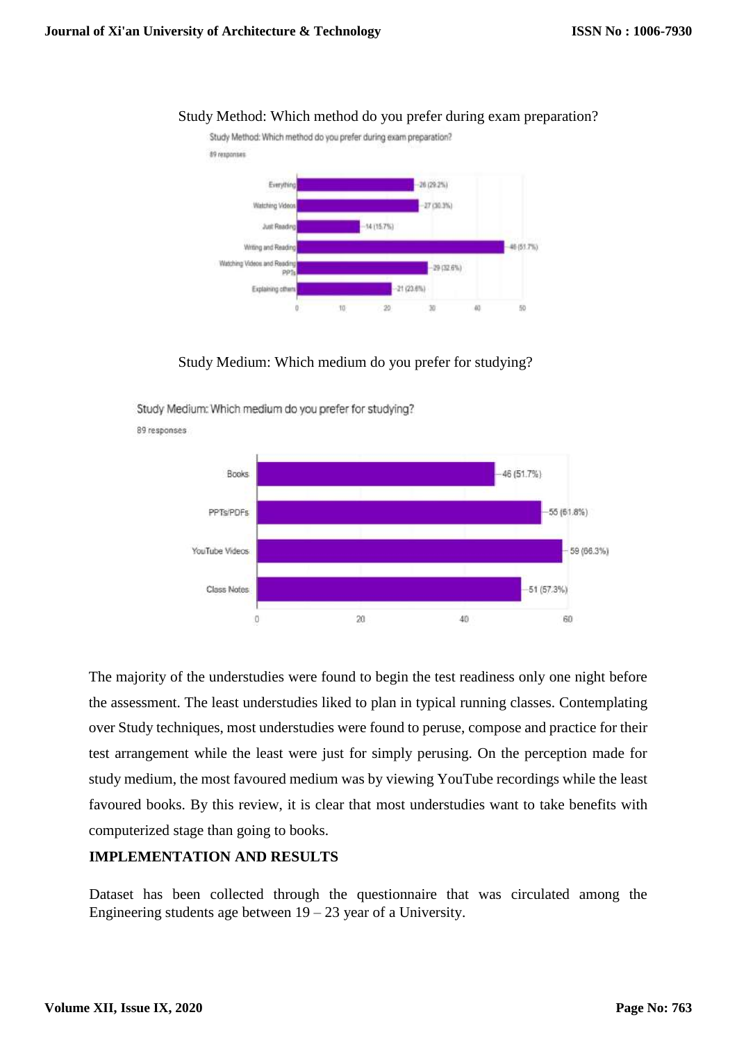Study Method: Which method do you prefer during exam preparation?

Study Medium: Which medium do you prefer for studying?

The majority of the understudies were found to begin the test readiness only one night before the assessment. The least understudies liked to plan in typical running classes. Contemplating over Study techniques, most understudies were found to peruse, compose and practice for their test arrangement while the least were just for simply perusing. On the perception made for study medium, the most favoured medium was by viewing YouTube recordings while the least favoured books. By this review, it is clear that most understudies want to take benefits with computerized stage than going to books.

## IMPLEMENTATION AND RESULTS

Dataset has been collected through the questionnaire that was circulated among the Engineering students age between 19 – 23 year of a University.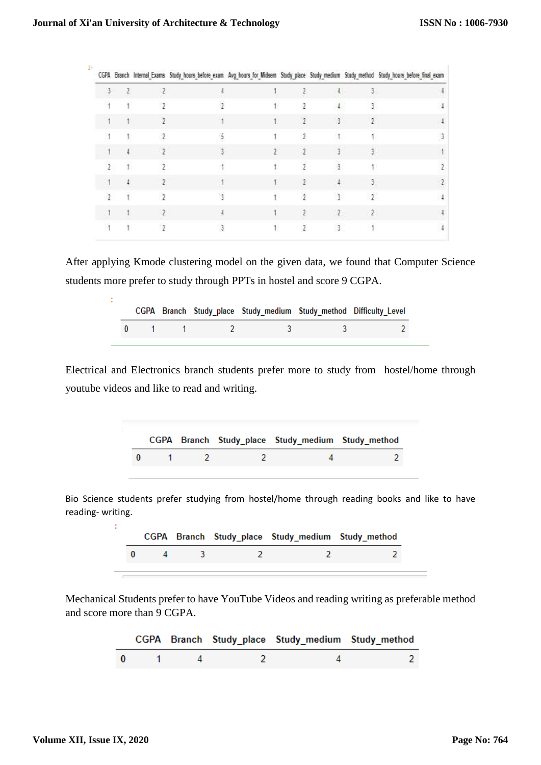| CGPA | Branch | Internal_Exams | Study_hours_before_exam | Avg_hours_for_Midsem | Study_place | Study_medium | Study_method | Study_hours_before_final_exam |
|---|---|---|---|---|---|---|---|---|
| 3 | 2 | 2 | 4 | 1 | 2 | 4 | 3 | 4 |
| 1 | 1 | 2 | 2 | 1 | 2 | 4 | 3 | 4 |
| 1 | 1 | 2 | 1 | 1 | 2 | 3 | 2 | 4 |
| 1 | 1 | 2 | 5 | 1 | 2 | 1 | 1 | 3 |
| 1 | 4 | 2 | 3 | 2 | 2 | 3 | 3 | 1 |
| 2 | 1 | 2 | 1 | 1 | 2 | 3 | 1 | 2 |
| 1 | 4 | 2 | 1 | 1 | 2 | 4 | 3 | 2 |
| 2 | 1 | 2 | 3 | 1 | 2 | 3 | 2 | 4 |
| 1 | 1 | 2 | 4 | 1 | 2 | 2 | 2 | 4 |
| 1 | 1 | 2 | 3 | 1 | 2 | 3 | 1 | 4 |

After applying Kmode clustering model on the given data, we found that Computer Science students more prefer to study through PPTs in hostel and score 9 CGPA.

| | CGPA | Branch | Study_place | Study_medium | Study_method | Difficulty_Level |
|---|---|---|---|---|---|---|
| 0 | 1 | 1 | 2 | 3 | 3 | 2 |

Electrical and Electronics branch students prefer more to study from hostel/home through youtube videos and like to read and writing.

| | CGPA | Branch | Study_place | Study_medium | Study_method |
|---|---|---|---|---|---|
| 0 | 1 | 2 | 2 | 4 | 2 |

Bio Science students prefer studying from hostel/home through reading books and like to have reading- writing.

| | CGPA | Branch | Study_place | Study_medium | Study_method |
|---|---|---|---|---|---|
| 0 | 4 | 3 | 2 | 2 | 2 |

Mechanical Students prefer to have YouTube Videos and reading writing as preferable method and score more than 9 CGPA.

| | CGPA | Branch | Study_place | Study_medium | Study_method |
|---|---|---|---|---|---|
| 0 | 1 | 4 | 2 | 4 | 2 |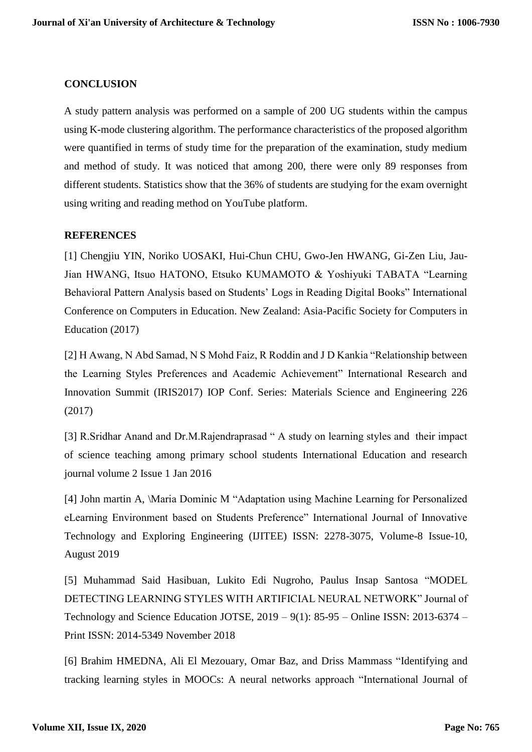## CONCLUSION

A study pattern analysis was performed on a sample of 200 UG students within the campus using K-mode clustering algorithm. The performance characteristics of the proposed algorithm were quantified in terms of study time for the preparation of the examination, study medium and method of study. It was noticed that among 200, there were only 89 responses from different students. Statistics show that the 36% of students are studying for the exam overnight using writing and reading method on YouTube platform.

## REFERENCES

[1] Chengjiu YIN, Noriko UOSAKI, Hui-Chun CHU, Gwo-Jen HWANG, Gi-Zen Liu, Jau-Jian HWANG, Itsuo HATONO, Etsuko KUMAMOTO & Yoshiyuki TABATA "Learning Behavioral Pattern Analysis based on Students' Logs in Reading Digital Books" International Conference on Computers in Education. New Zealand: Asia-Pacific Society for Computers in Education (2017)

[2] H Awang, N Abd Samad, N S Mohd Faiz, R Roddin and J D Kankia "Relationship between the Learning Styles Preferences and Academic Achievement" International Research and Innovation Summit (IRIS2017) IOP Conf. Series: Materials Science and Engineering 226 (2017)

[3] R.Sridhar Anand and Dr.M.Rajendraprasad " A study on learning styles and their impact of science teaching among primary school students International Education and research journal volume 2 Issue 1 Jan 2016

[4] John martin A, \Maria Dominic M "Adaptation using Machine Learning for Personalized eLearning Environment based on Students Preference" International Journal of Innovative Technology and Exploring Engineering (IJITEE) ISSN: 2278-3075, Volume-8 Issue-10, August 2019

[5] Muhammad Said Hasibuan, Lukito Edi Nugroho, Paulus Insap Santosa "MODEL DETECTING LEARNING STYLES WITH ARTIFICIAL NEURAL NETWORK" Journal of Technology and Science Education JOTSE, 2019 – 9(1): 85-95 – Online ISSN: 2013-6374 – Print ISSN: 2014-5349 November 2018

[6] Brahim HMEDNA, Ali El Mezouary, Omar Baz, and Driss Mammass "Identifying and tracking learning styles in MOOCs: A neural networks approach "International Journal of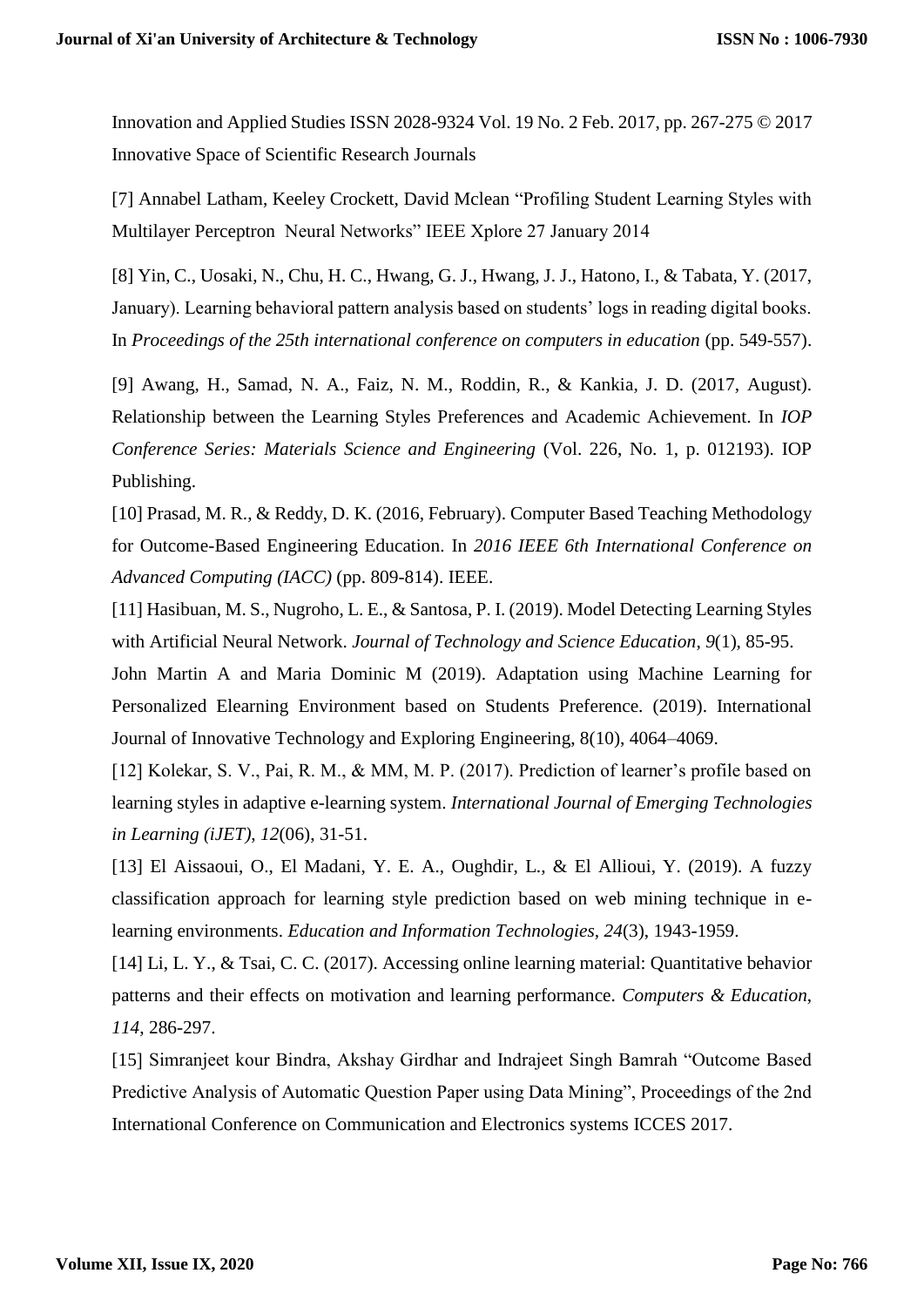Innovation and Applied Studies ISSN 2028-9324 Vol. 19 No. 2 Feb. 2017, pp. 267-275 © 2017 Innovative Space of Scientific Research Journals

[7] Annabel Latham, Keeley Crockett, David Mclean "Profiling Student Learning Styles with Multilayer Perceptron Neural Networks" IEEE Xplore 27 January 2014

[8] Yin, C., Uosaki, N., Chu, H. C., Hwang, G. J., Hwang, J. J., Hatono, I., & Tabata, Y. (2017, January). Learning behavioral pattern analysis based on students' logs in reading digital books. In *Proceedings of the 25th international conference on computers in education* (pp. 549-557).

[9] Awang, H., Samad, N. A., Faiz, N. M., Roddin, R., & Kankia, J. D. (2017, August). Relationship between the Learning Styles Preferences and Academic Achievement. In *IOP Conference Series: Materials Science and Engineering* (Vol. 226, No. 1, p. 012193). IOP Publishing.

[10] Prasad, M. R., & Reddy, D. K. (2016, February). Computer Based Teaching Methodology for Outcome-Based Engineering Education. In *2016 IEEE 6th International Conference on Advanced Computing (IACC)* (pp. 809-814). IEEE.

[11] Hasibuan, M. S., Nugroho, L. E., & Santosa, P. I. (2019). Model Detecting Learning Styles with Artificial Neural Network. *Journal of Technology and Science Education*, *9*(1), 85-95.

John Martin A and Maria Dominic M (2019). Adaptation using Machine Learning for Personalized Elearning Environment based on Students Preference. (2019). International Journal of Innovative Technology and Exploring Engineering, 8(10), 4064–4069.

[12] Kolekar, S. V., Pai, R. M., & MM, M. P. (2017). Prediction of learner's profile based on learning styles in adaptive e-learning system. *International Journal of Emerging Technologies in Learning (iJET)*, *12*(06), 31-51.

[13] El Aissaoui, O., El Madani, Y. E. A., Oughdir, L., & El Allioui, Y. (2019). A fuzzy classification approach for learning style prediction based on web mining technique in e-learning environments. *Education and Information Technologies*, *24*(3), 1943-1959.

[14] Li, L. Y., & Tsai, C. C. (2017). Accessing online learning material: Quantitative behavior patterns and their effects on motivation and learning performance. *Computers & Education*, *114*, 286-297.

[15] Simranjeet kour Bindra, Akshay Girdhar and Indrajeet Singh Bamrah "Outcome Based Predictive Analysis of Automatic Question Paper using Data Mining", Proceedings of the 2nd International Conference on Communication and Electronics systems ICCES 2017.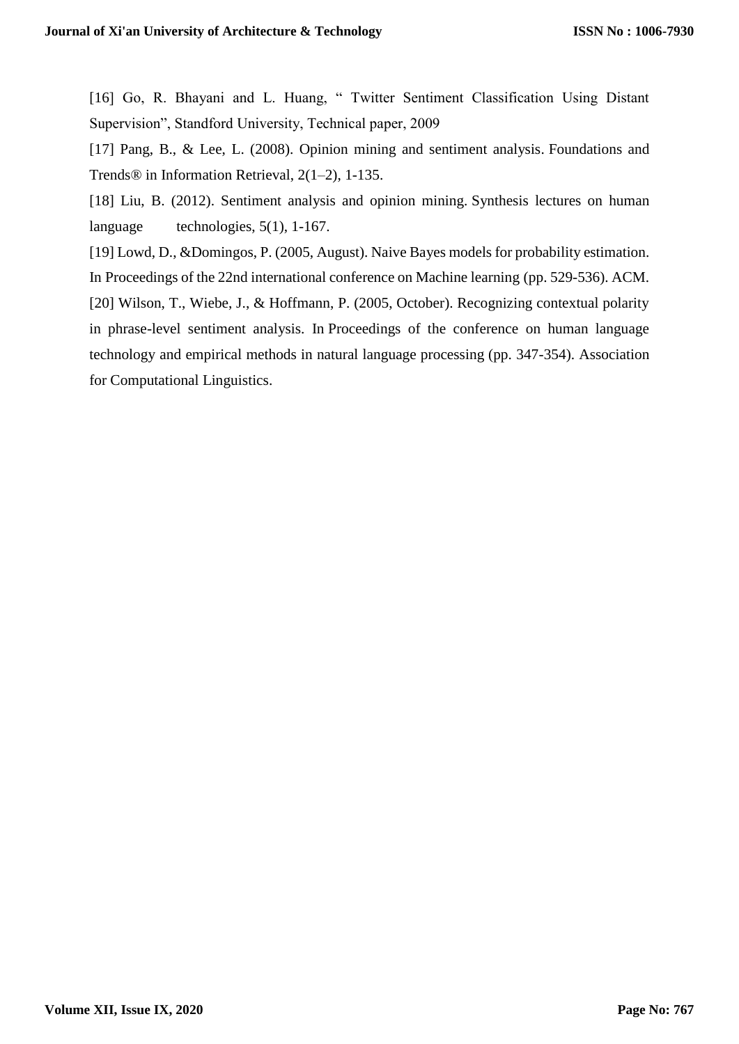[16] Go, R. Bhayani and L. Huang, " Twitter Sentiment Classification Using Distant Supervision", Standford University, Technical paper, 2009

[17] Pang, B., & Lee, L. (2008). Opinion mining and sentiment analysis. Foundations and Trends® in Information Retrieval, 2(1–2), 1-135.

[18] Liu, B. (2012). Sentiment analysis and opinion mining. Synthesis lectures on human language technologies, 5(1), 1-167.

[19] Lowd, D., &Domingos, P. (2005, August). Naive Bayes models for probability estimation. In Proceedings of the 22nd international conference on Machine learning (pp. 529-536). ACM.

[20] Wilson, T., Wiebe, J., & Hoffmann, P. (2005, October). Recognizing contextual polarity in phrase-level sentiment analysis. In Proceedings of the conference on human language technology and empirical methods in natural language processing (pp. 347-354). Association for Computational Linguistics.